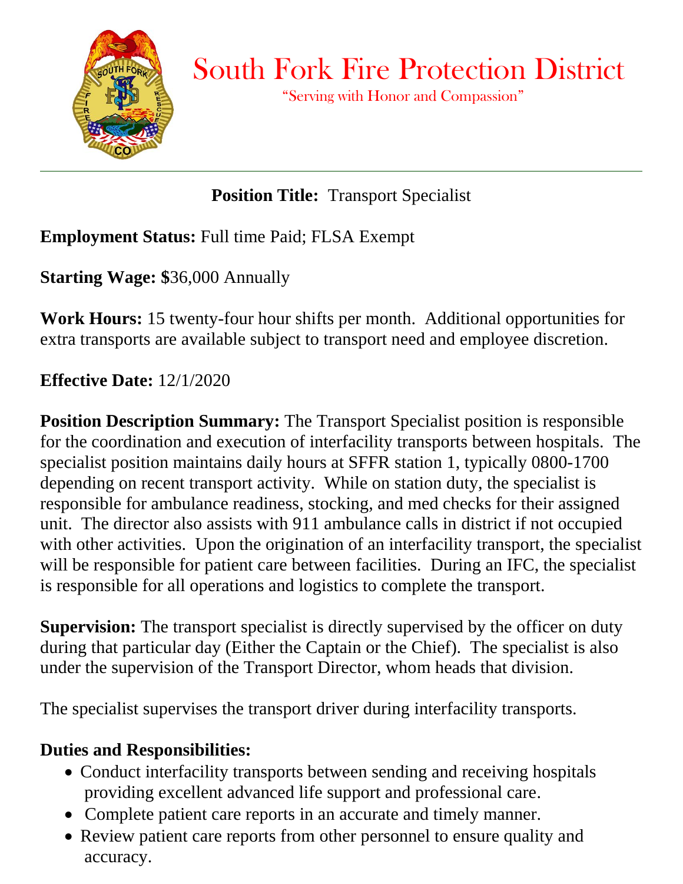# South Fork Fire Protection District

"Serving with Honor and Compassion"

---

**Position Title:** Transport Specialist

**Employment Status:** Full time Paid; FLSA Exempt

**Starting Wage:** $36,000 Annually

**Work Hours:** 15 twenty-four hour shifts per month. Additional opportunities for extra transports are available subject to transport need and employee discretion.

**Effective Date:** 12/1/2020

**Position Description Summary:** The Transport Specialist position is responsible for the coordination and execution of interfacility transports between hospitals. The specialist position maintains daily hours at SFFR station 1, typically 0800-1700 depending on recent transport activity. While on station duty, the specialist is responsible for ambulance readiness, stocking, and med checks for their assigned unit. The director also assists with 911 ambulance calls in district if not occupied with other activities. Upon the origination of an interfacility transport, the specialist will be responsible for patient care between facilities. During an IFC, the specialist is responsible for all operations and logistics to complete the transport.

**Supervision:** The transport specialist is directly supervised by the officer on duty during that particular day (Either the Captain or the Chief). The specialist is also under the supervision of the Transport Director, whom heads that division.

The specialist supervises the transport driver during interfacility transports.

## Duties and Responsibilities:

- Conduct interfacility transports between sending and receiving hospitals providing excellent advanced life support and professional care.
- Complete patient care reports in an accurate and timely manner.
- Review patient care reports from other personnel to ensure quality and accuracy.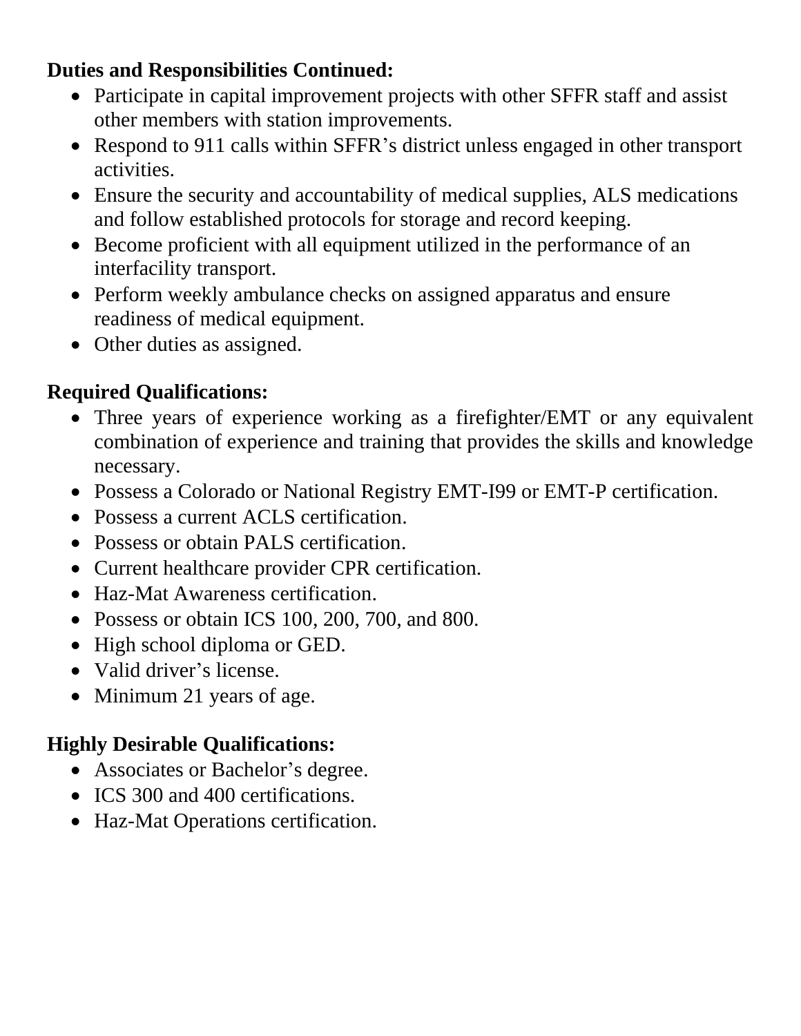**Duties and Responsibilities Continued:**

- Participate in capital improvement projects with other SFFR staff and assist other members with station improvements.
- Respond to 911 calls within SFFR's district unless engaged in other transport activities.
- Ensure the security and accountability of medical supplies, ALS medications and follow established protocols for storage and record keeping.
- Become proficient with all equipment utilized in the performance of an interfacility transport.
- Perform weekly ambulance checks on assigned apparatus and ensure readiness of medical equipment.
- Other duties as assigned.

**Required Qualifications:**

- Three years of experience working as a firefighter/EMT or any equivalent combination of experience and training that provides the skills and knowledge necessary.
- Possess a Colorado or National Registry EMT-I99 or EMT-P certification.
- Possess a current ACLS certification.
- Possess or obtain PALS certification.
- Current healthcare provider CPR certification.
- Haz-Mat Awareness certification.
- Possess or obtain ICS 100, 200, 700, and 800.
- High school diploma or GED.
- Valid driver's license.
- Minimum 21 years of age.

**Highly Desirable Qualifications:**

- Associates or Bachelor's degree.
- ICS 300 and 400 certifications.
- Haz-Mat Operations certification.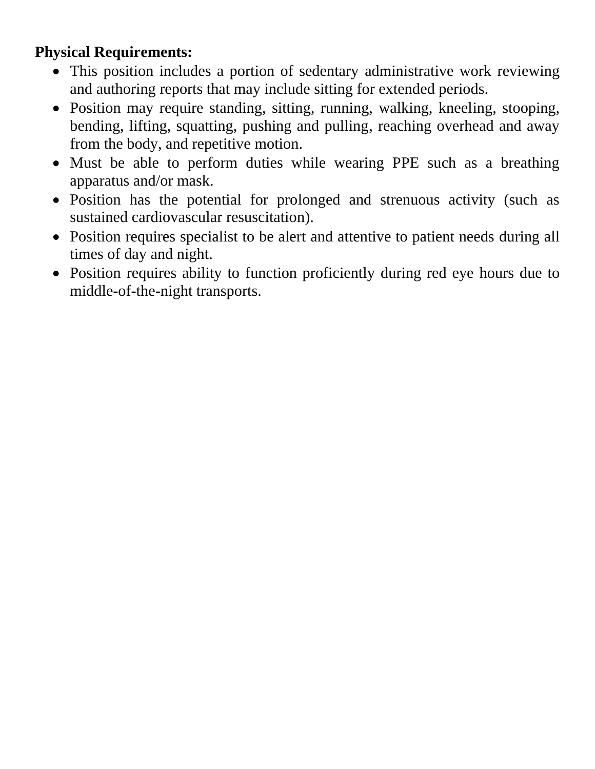**Physical Requirements:**

- This position includes a portion of sedentary administrative work reviewing and authoring reports that may include sitting for extended periods.
- Position may require standing, sitting, running, walking, kneeling, stooping, bending, lifting, squatting, pushing and pulling, reaching overhead and away from the body, and repetitive motion.
- Must be able to perform duties while wearing PPE such as a breathing apparatus and/or mask.
- Position has the potential for prolonged and strenuous activity (such as sustained cardiovascular resuscitation).
- Position requires specialist to be alert and attentive to patient needs during all times of day and night.
- Position requires ability to function proficiently during red eye hours due to middle-of-the-night transports.